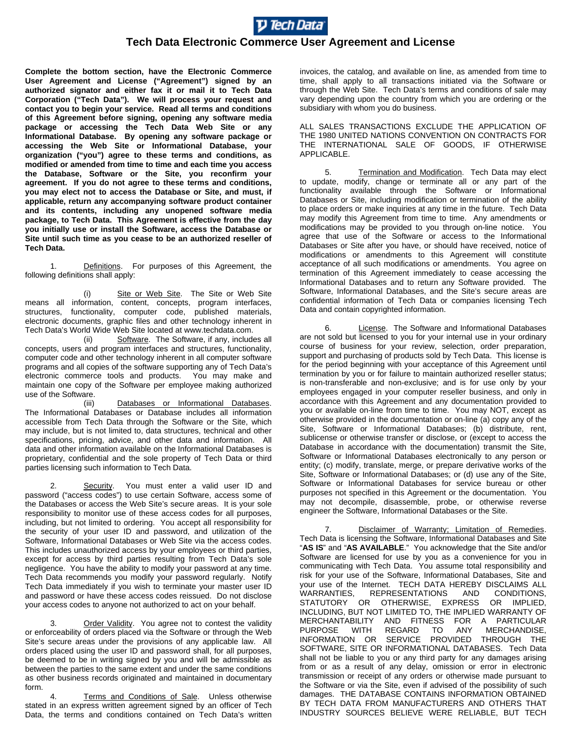# Tech Data Electronic Commerce User Agreement and License

**Complete the bottom section, have the Electronic Commerce User Agreement and License ("Agreement") signed by an authorized signator and either fax it or mail it to Tech Data Corporation ("Tech Data"). We will process your request and contact you to begin your service. Read all terms and conditions of this Agreement before signing, opening any software media package or accessing the Tech Data Web Site or any Informational Database. By opening any software package or accessing the Web Site or Informational Database, your organization ("you") agree to these terms and conditions, as modified or amended from time to time and each time you access the Database, Software or the Site, you reconfirm your agreement. If you do not agree to these terms and conditions, you may elect not to access the Database or Site, and must, if applicable, return any accompanying software product container and its contents, including any unopened software media package, to Tech Data. This Agreement is effective from the day you initially use or install the Software, access the Database or Site until such time as you cease to be an authorized reseller of Tech Data.**

1. Definitions. For purposes of this Agreement, the following definitions shall apply:

(i) Site or Web Site. The Site or Web Site means all information, content, concepts, program interfaces, structures, functionality, computer code, published materials, electronic documents, graphic files and other technology inherent in Tech Data's World Wide Web Site located at www.techdata.com.

(ii) Software. The Software, if any, includes all concepts, users and program interfaces and structures, functionality, computer code and other technology inherent in all computer software programs and all copies of the software supporting any of Tech Data's electronic commerce tools and products. You may make and maintain one copy of the Software per employee making authorized use of the Software.

(iii) Databases or Informational Databases. The Informational Databases or Database includes all information accessible from Tech Data through the Software or the Site, which may include, but is not limited to, data structures, technical and other specifications, pricing, advice, and other data and information. All data and other information available on the Informational Databases is proprietary, confidential and the sole property of Tech Data or third parties licensing such information to Tech Data.

2. Security. You must enter a valid user ID and password ("access codes") to use certain Software, access some of the Databases or access the Web Site's secure areas. It is your sole responsibility to monitor use of these access codes for all purposes, including, but not limited to ordering. You accept all responsibility for the security of your user ID and password, and utilization of the Software, Informational Databases or Web Site via the access codes. This includes unauthorized access by your employees or third parties, except for access by third parties resulting from Tech Data's sole negligence. You have the ability to modify your password at any time. Tech Data recommends you modify your password regularly. Notify Tech Data immediately if you wish to terminate your master user ID and password or have these access codes reissued. Do not disclose your access codes to anyone not authorized to act on your behalf.

3. Order Validity. You agree not to contest the validity or enforceability of orders placed via the Software or through the Web Site's secure areas under the provisions of any applicable law. All orders placed using the user ID and password shall, for all purposes, be deemed to be in writing signed by you and will be admissible as between the parties to the same extent and under the same conditions as other business records originated and maintained in documentary form.

4. Terms and Conditions of Sale. Unless otherwise stated in an express written agreement signed by an officer of Tech Data, the terms and conditions contained on Tech Data's written invoices, the catalog, and available on line, as amended from time to time, shall apply to all transactions initiated via the Software or through the Web Site. Tech Data's terms and conditions of sale may vary depending upon the country from which you are ordering or the subsidiary with whom you do business.

ALL SALES TRANSACTIONS EXCLUDE THE APPLICATION OF THE 1980 UNITED NATIONS CONVENTION ON CONTRACTS FOR THE INTERNATIONAL SALE OF GOODS, IF OTHERWISE APPLICABLE.

5. Termination and Modification. Tech Data may elect to update, modify, change or terminate all or any part of the functionality available through the Software or Informational Databases or Site, including modification or termination of the ability to place orders or make inquiries at any time in the future. Tech Data may modify this Agreement from time to time. Any amendments or modifications may be provided to you through on-line notice. You agree that use of the Software or access to the Informational Databases or Site after you have, or should have received, notice of modifications or amendments to this Agreement will constitute acceptance of all such modifications or amendments. You agree on termination of this Agreement immediately to cease accessing the Informational Databases and to return any Software provided. The Software, Informational Databases, and the Site's secure areas are confidential information of Tech Data or companies licensing Tech Data and contain copyrighted information.

6. License. The Software and Informational Databases are not sold but licensed to you for your internal use in your ordinary course of business for your review, selection, order preparation, support and purchasing of products sold by Tech Data. This license is for the period beginning with your acceptance of this Agreement until termination by you or for failure to maintain authorized reseller status; is non-transferable and non-exclusive; and is for use only by your employees engaged in your computer reseller business, and only in accordance with this Agreement and any documentation provided to you or available on-line from time to time. You may NOT, except as otherwise provided in the documentation or on-line (a) copy any of the Site, Software or Informational Databases; (b) distribute, rent, sublicense or otherwise transfer or disclose, or (except to access the Database in accordance with the documentation) transmit the Site, Software or Informational Databases electronically to any person or entity; (c) modify, translate, merge, or prepare derivative works of the Site, Software or Informational Databases; or (d) use any of the Site, Software or Informational Databases for service bureau or other purposes not specified in this Agreement or the documentation. You may not decompile, disassemble, probe, or otherwise reverse engineer the Software, Informational Databases or the Site.

7. Disclaimer of Warranty; Limitation of Remedies. Tech Data is licensing the Software, Informational Databases and Site "**AS IS**" and "**AS AVAILABLE**." You acknowledge that the Site and/or Software are licensed for use by you as a convenience for you in communicating with Tech Data. You assume total responsibility and risk for your use of the Software, Informational Databases, Site and your use of the Internet. TECH DATA HEREBY DISCLAIMS ALL WARRANTIES, REPRESENTATIONS AND CONDITIONS, STATUTORY OR OTHERWISE, EXPRESS OR IMPLIED, INCLUDING, BUT NOT LIMITED TO, THE IMPLIED WARRANTY OF MERCHANTABILITY AND FITNESS FOR A PARTICULAR PURPOSE WITH REGARD TO ANY MERCHANDISE, INFORMATION OR SERVICE PROVIDED THROUGH THE SOFTWARE, SITE OR INFORMATIONAL DATABASES. Tech Data shall not be liable to you or any third party for any damages arising from or as a result of any delay, omission or error in electronic transmission or receipt of any orders or otherwise made pursuant to the Software or via the Site, even if advised of the possibility of such damages. THE DATABASE CONTAINS INFORMATION OBTAINED BY TECH DATA FROM MANUFACTURERS AND OTHERS THAT INDUSTRY SOURCES BELIEVE WERE RELIABLE, BUT TECH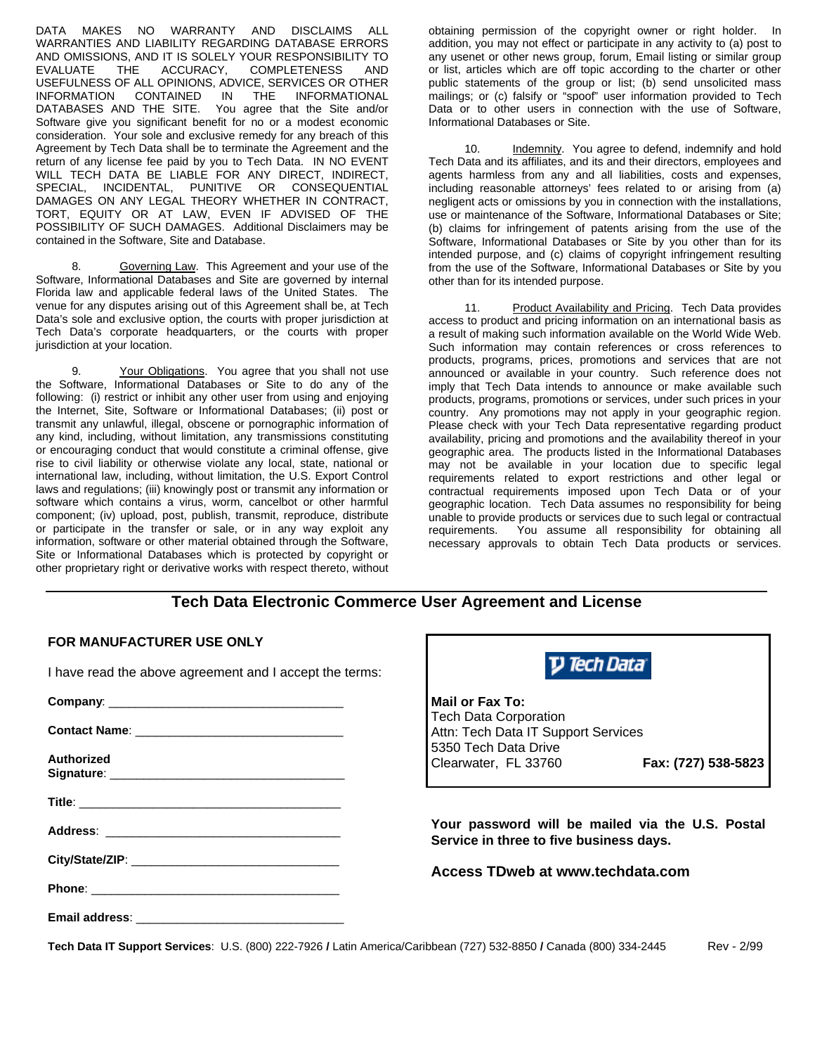DATA MAKES NO WARRANTY AND DISCLAIMS ALL WARRANTIES AND LIABILITY REGARDING DATABASE ERRORS AND OMISSIONS, AND IT IS SOLELY YOUR RESPONSIBILITY TO EVALUATE THE ACCURACY, COMPLETENESS AND USEFULNESS OF ALL OPINIONS, ADVICE, SERVICES OR OTHER INFORMATION CONTAINED IN THE INFORMATIONAL DATABASES AND THE SITE. You agree that the Site and/or Software give you significant benefit for no or a modest economic consideration. Your sole and exclusive remedy for any breach of this Agreement by Tech Data shall be to terminate the Agreement and the return of any license fee paid by you to Tech Data. IN NO EVENT WILL TECH DATA BE LIABLE FOR ANY DIRECT, INDIRECT, SPECIAL, INCIDENTAL, PUNITIVE OR CONSEQUENTIAL DAMAGES ON ANY LEGAL THEORY WHETHER IN CONTRACT, TORT, EQUITY OR AT LAW, EVEN IF ADVISED OF THE POSSIBILITY OF SUCH DAMAGES. Additional Disclaimers may be contained in the Software, Site and Database.

8. Governing Law. This Agreement and your use of the Software, Informational Databases and Site are governed by internal Florida law and applicable federal laws of the United States. The venue for any disputes arising out of this Agreement shall be, at Tech Data's sole and exclusive option, the courts with proper jurisdiction at Tech Data's corporate headquarters, or the courts with proper jurisdiction at your location.

9. Your Obligations. You agree that you shall not use the Software, Informational Databases or Site to do any of the following: (i) restrict or inhibit any other user from using and enjoying the Internet, Site, Software or Informational Databases; (ii) post or transmit any unlawful, illegal, obscene or pornographic information of any kind, including, without limitation, any transmissions constituting or encouraging conduct that would constitute a criminal offense, give rise to civil liability or otherwise violate any local, state, national or international law, including, without limitation, the U.S. Export Control laws and regulations; (iii) knowingly post or transmit any information or software which contains a virus, worm, cancelbot or other harmful component; (iv) upload, post, publish, transmit, reproduce, distribute or participate in the transfer or sale, or in any way exploit any information, software or other material obtained through the Software, Site or Informational Databases which is protected by copyright or other proprietary right or derivative works with respect thereto, without obtaining permission of the copyright owner or right holder. In addition, you may not effect or participate in any activity to (a) post to any usenet or other news group, forum, Email listing or similar group or list, articles which are off topic according to the charter or other public statements of the group or list; (b) send unsolicited mass mailings; or (c) falsify or "spoof" user information provided to Tech Data or to other users in connection with the use of Software, Informational Databases or Site.

10. Indemnity. You agree to defend, indemnify and hold Tech Data and its affiliates, and its and their directors, employees and agents harmless from any and all liabilities, costs and expenses, including reasonable attorneys' fees related to or arising from (a) negligent acts or omissions by you in connection with the installations, use or maintenance of the Software, Informational Databases or Site; (b) claims for infringement of patents arising from the use of the Software, Informational Databases or Site by you other than for its intended purpose, and (c) claims of copyright infringement resulting from the use of the Software, Informational Databases or Site by you other than for its intended purpose.

11. Product Availability and Pricing. Tech Data provides access to product and pricing information on an international basis as a result of making such information available on the World Wide Web. Such information may contain references or cross references to products, programs, prices, promotions and services that are not announced or available in your country. Such reference does not imply that Tech Data intends to announce or make available such products, programs, promotions or services, under such prices in your country. Any promotions may not apply in your geographic region. Please check with your Tech Data representative regarding product availability, pricing and promotions and the availability thereof in your geographic area. The products listed in the Informational Databases may not be available in your location due to specific legal requirements related to export restrictions and other legal or contractual requirements imposed upon Tech Data or of your geographic location. Tech Data assumes no responsibility for being unable to provide products or services due to such legal or contractual requirements. You assume all responsibility for obtaining all necessary approvals to obtain Tech Data products or services.

## Tech Data Electronic Commerce User Agreement and License

**FOR MANUFACTURER USE ONLY**

I have read the above agreement and I accept the terms:

**Company**: ___________________________________

**Contact Name**: _______________________________

**Authorized Signature**: ___________________________________

**Title**: ________________________________________

**Address**: ___________________________________

**City/State/ZIP**: _______________________________

**Phone**: _____________________________________

**Email address**: _______________________________

Tech Data

**Mail or Fax To:**
Tech Data Corporation
Attn: Tech Data IT Support Services
5350 Tech Data Drive
Clearwater, FL 33760 **Fax: (727) 538-5823**

**Your password will be mailed via the U.S. Postal Service in three to five business days.**

**Access TDweb at www.techdata.com**

**Tech Data IT Support Services**: U.S. (800) 222-7926 **/** Latin America/Caribbean (727) 532-8850 **/** Canada (800) 334-2445 Rev - 2/99